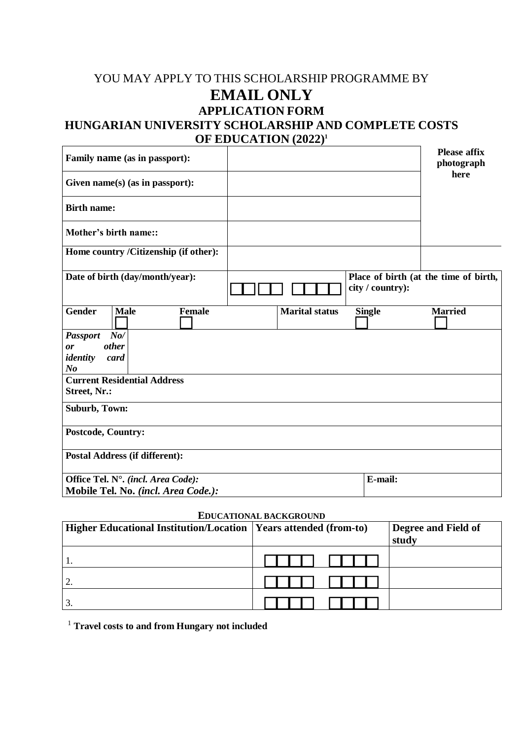YOU MAY APPLY TO THIS SCHOLARSHIP PROGRAMME BY

# EMAIL ONLY

## APPLICATION FORM

## HUNGARIAN UNIVERSITY SCHOLARSHIP AND COMPLETE COSTS OF EDUCATION (2022)[1]

| **Family name (as in passport):** | | **Please affix photograph here** |
|---|---|---|
| **Given name(s) (as in passport):** | | |
| **Birth name:** | | |
| **Mother's birth name::** | | |
| **Home country /Citizenship (if other):** | | |
| **Date of birth (day/month/year):** | ☐☐☐☐ ☐☐☐☐ | **Place of birth (at the time of birth, city / country):** |

| **Gender** | **Male** ☐ | **Female** ☐ | **Marital status** | **Single** ☐ | **Married** ☐ |
|---|---|---|---|---|---|
| ***Passport No/ or other identity card No*** | | | | | |

| |
|---|
| **Current Residential Address**<br>**Street, Nr.:** |
| **Suburb, Town:** |
| **Postcode, Country:** |
| **Postal Address (if different):** |

| | |
|---|---|
| **Office Tel. N°.** ***(incl. Area Code):***<br>**Mobile Tel. No.** ***(incl. Area Code.):*** | **E-mail:** |

**EDUCATIONAL BACKGROUND**

| Higher Educational Institution/Location | Years attended (from-to) | Degree and Field of study |
|---|---|---|
| 1. | ☐☐☐☐ ☐☐☐☐ | |
| 2. | ☐☐☐☐ ☐☐☐☐ | |
| 3. | ☐☐☐☐ ☐☐☐☐ | |

[1] **Travel costs to and from Hungary not included**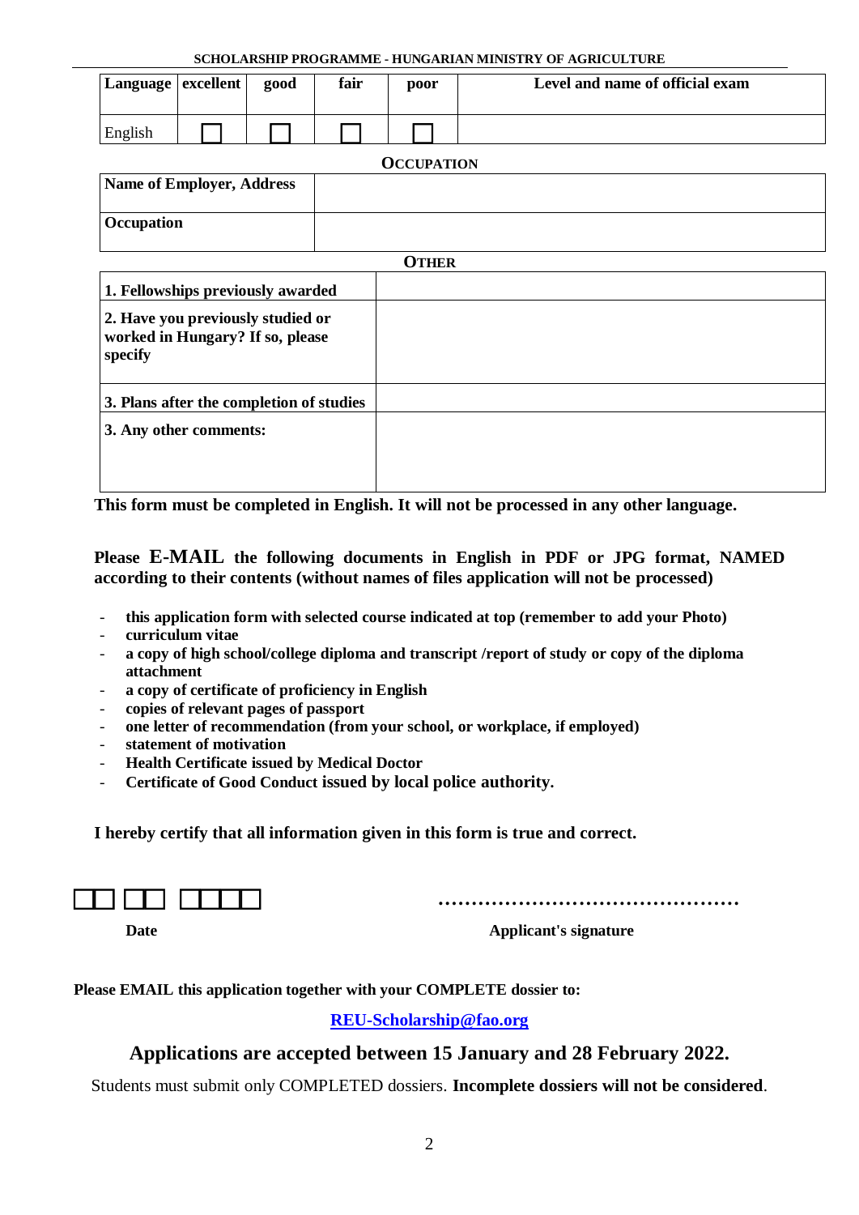| Language | excellent | good | fair | poor | Level and name of official exam |
|---|---|---|---|---|---|
| English | ☐ | ☐ | ☐ | ☐ | |

**OCCUPATION**

| | |
|---|---|
| **Name of Employer, Address** | |
| **Occupation** | |

**OTHER**

| | |
|---|---|
| **1. Fellowships previously awarded** | |
| **2. Have you previously studied or worked in Hungary? If so, please specify** | |
| **3. Plans after the completion of studies** | |
| **3. Any other comments:** | |

**This form must be completed in English. It will not be processed in any other language.**

**Please E-MAIL the following documents in English in PDF or JPG format, NAMED according to their contents (without names of files application will not be processed)**

- **this application form with selected course indicated at top (remember to add your Photo)**
- **curriculum vitae**
- **a copy of high school/college diploma and transcript /report of study or copy of the diploma attachment**
- **a copy of certificate of proficiency in English**
- **copies of relevant pages of passport**
- **one letter of recommendation (from your school, or workplace, if employed)**
- **statement of motivation**
- **Health Certificate issued by Medical Doctor**
- **Certificate of Good Conduct issued by local police authority.**

**I hereby certify that all information given in this form is true and correct.**

☐☐ ☐☐ ☐☐☐☐ ............................................

**Date** **Applicant's signature**

**Please EMAIL this application together with your COMPLETE dossier to:**

**REU-Scholarship@fao.org**

**Applications are accepted between 15 January and 28 February 2022.**

Students must submit only COMPLETED dossiers. **Incomplete dossiers will not be considered**.